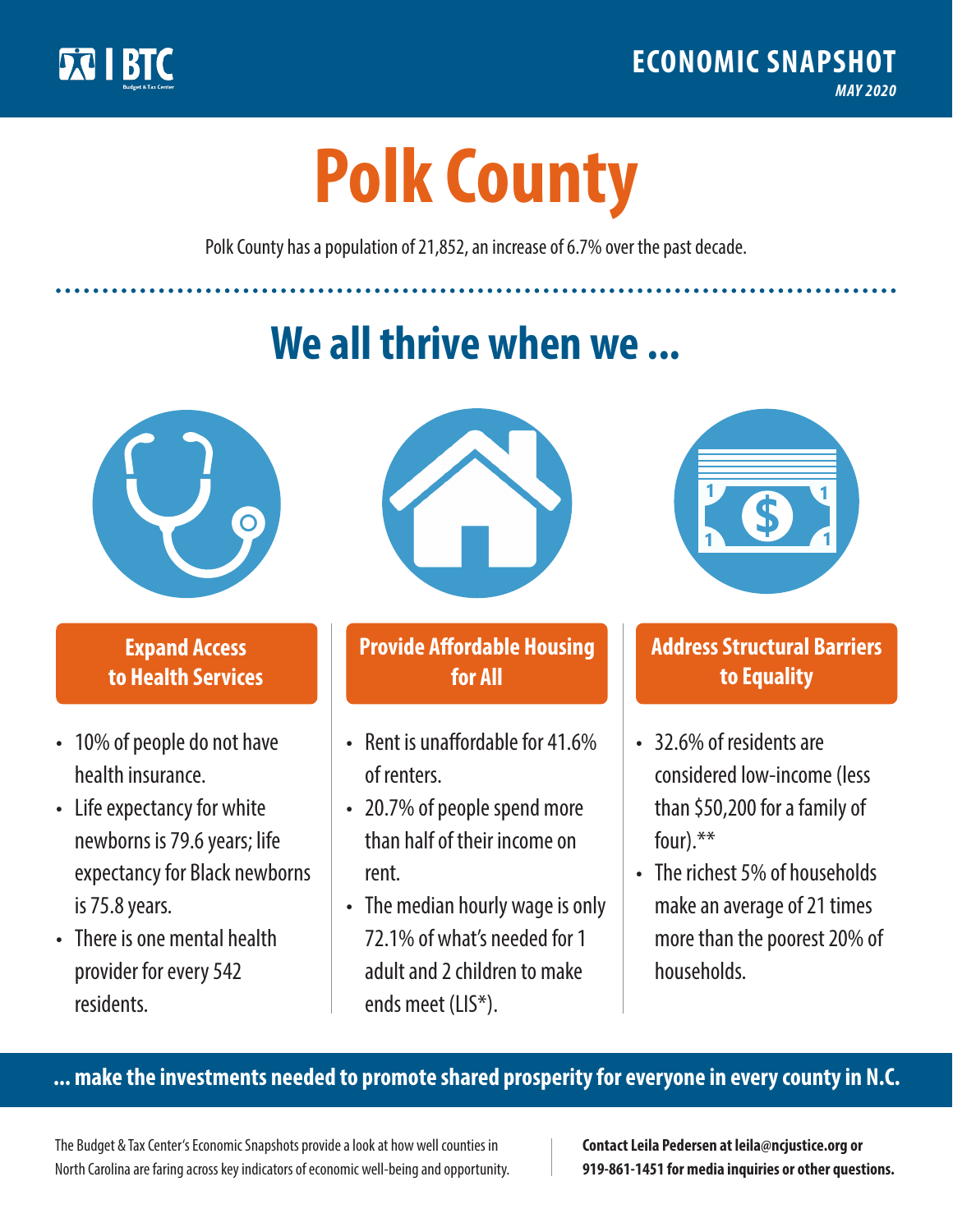BTC | Budget & Tax Center

**ECONOMIC SNAPSHOT**
*MAY 2020*

# Polk County

Polk County has a population of 21,852, an increase of 6.7% over the past decade.

## We all thrive when we ...

### Expand Access to Health Services

- 10% of people do not have health insurance.
- Life expectancy for white newborns is 79.6 years; life expectancy for Black newborns is 75.8 years.
- There is one mental health provider for every 542 residents.

### Provide Affordable Housing for All

- Rent is unaffordable for 41.6% of renters.
- 20.7% of people spend more than half of their income on rent.
- The median hourly wage is only 72.1% of what's needed for 1 adult and 2 children to make ends meet (LIS*).

### Address Structural Barriers to Equality

- 32.6% of residents are considered low-income (less than $50,200 for a family of four).**
- The richest 5% of households make an average of 21 times more than the poorest 20% of households.

**... make the investments needed to promote shared prosperity for everyone in every county in N.C.**

The Budget & Tax Center's Economic Snapshots provide a look at how well counties in North Carolina are faring across key indicators of economic well-being and opportunity.

**Contact Leila Pedersen at leila@ncjustice.org or 919-861-1451 for media inquiries or other questions.**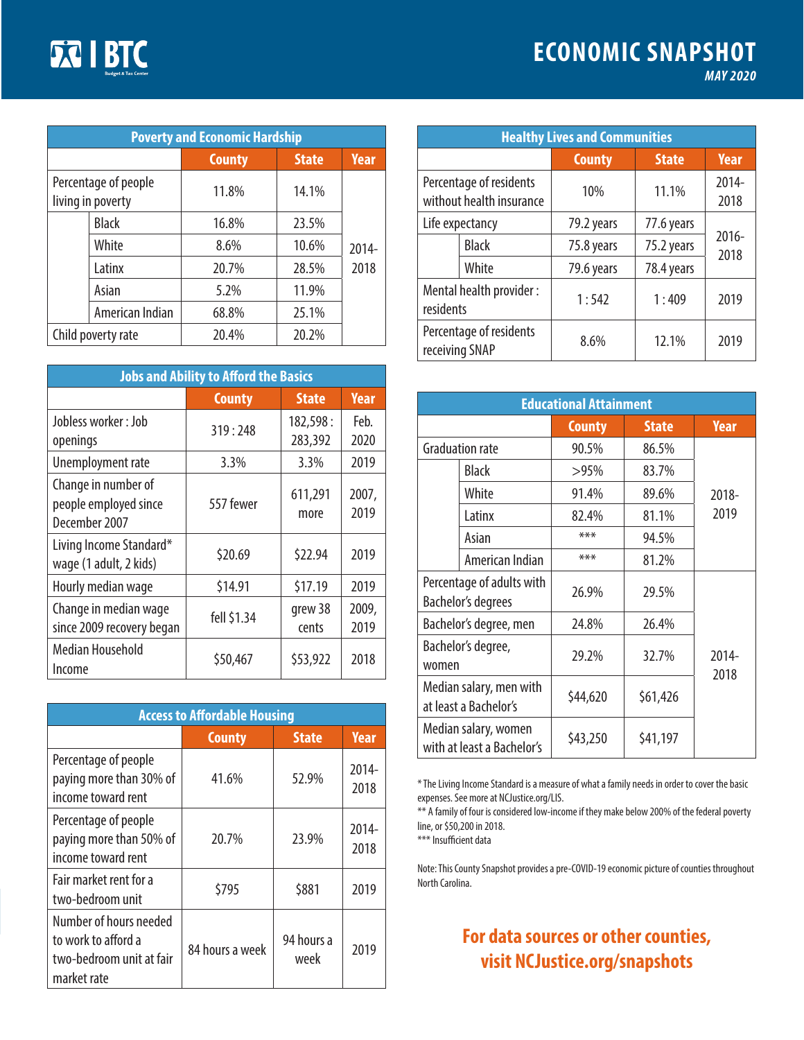# ECONOMIC SNAPSHOT

*MAY 2020*

| Poverty and Economic Hardship | | County | State | Year |
|---|---|---|---|---|
| Percentage of people living in poverty | | 11.8% | 14.1% | 2014-2018 |
| | Black | 16.8% | 23.5% | |
| | White | 8.6% | 10.6% | |
| | Latinx | 20.7% | 28.5% | |
| | Asian | 5.2% | 11.9% | |
| | American Indian | 68.8% | 25.1% | |
| Child poverty rate | | 20.4% | 20.2% | |

| Jobs and Ability to Afford the Basics | County | State | Year |
|---|---|---|---|
| Jobless worker : Job openings | 319 : 248 | 182,598 : 283,392 | Feb. 2020 |
| Unemployment rate | 3.3% | 3.3% | 2019 |
| Change in number of people employed since December 2007 | 557 fewer | 611,291 more | 2007, 2019 |
| Living Income Standard* wage (1 adult, 2 kids) | $20.69 | $22.94 | 2019 |
| Hourly median wage | $14.91 | $17.19 | 2019 |
| Change in median wage since 2009 recovery began | fell $1.34 | grew 38 cents | 2009, 2019 |
| Median Household Income | $50,467 | $53,922 | 2018 |

| Access to Affordable Housing | County | State | Year |
|---|---|---|---|
| Percentage of people paying more than 30% of income toward rent | 41.6% | 52.9% | 2014-2018 |
| Percentage of people paying more than 50% of income toward rent | 20.7% | 23.9% | 2014-2018 |
| Fair market rent for a two-bedroom unit | $795 | $881 | 2019 |
| Number of hours needed to work to afford a two-bedroom unit at fair market rate | 84 hours a week | 94 hours a week | 2019 |

| Healthy Lives and Communities | | County | State | Year |
|---|---|---|---|---|
| Percentage of residents without health insurance | | 10% | 11.1% | 2014-2018 |
| Life expectancy | | 79.2 years | 77.6 years | 2016-2018 |
| | Black | 75.8 years | 75.2 years | |
| | White | 79.6 years | 78.4 years | |
| Mental health provider : residents | | 1 : 542 | 1 : 409 | 2019 |
| Percentage of residents receiving SNAP | | 8.6% | 12.1% | 2019 |

| Educational Attainment | | County | State | Year |
|---|---|---|---|---|
| Graduation rate | | 90.5% | 86.5% | 2018-2019 |
| | Black | >95% | 83.7% | |
| | White | 91.4% | 89.6% | |
| | Latinx | 82.4% | 81.1% | |
| | Asian | *** | 94.5% | |
| | American Indian | *** | 81.2% | |
| Percentage of adults with Bachelor's degrees | | 26.9% | 29.5% | 2014-2018 |
| Bachelor's degree, men | | 24.8% | 26.4% | |
| Bachelor's degree, women | | 29.2% | 32.7% | |
| Median salary, men with at least a Bachelor's | | $44,620 | $61,426 | |
| Median salary, women with at least a Bachelor's | | $43,250 | $41,197 | |

\* The Living Income Standard is a measure of what a family needs in order to cover the basic expenses. See more at NCJustice.org/LIS.

** A family of four is considered low-income if they make below 200% of the federal poverty line, or $50,200 in 2018.

*** Insufficient data

Note: This County Snapshot provides a pre-COVID-19 economic picture of counties throughout North Carolina.

**For data sources or other counties, visit NCJustice.org/snapshots**